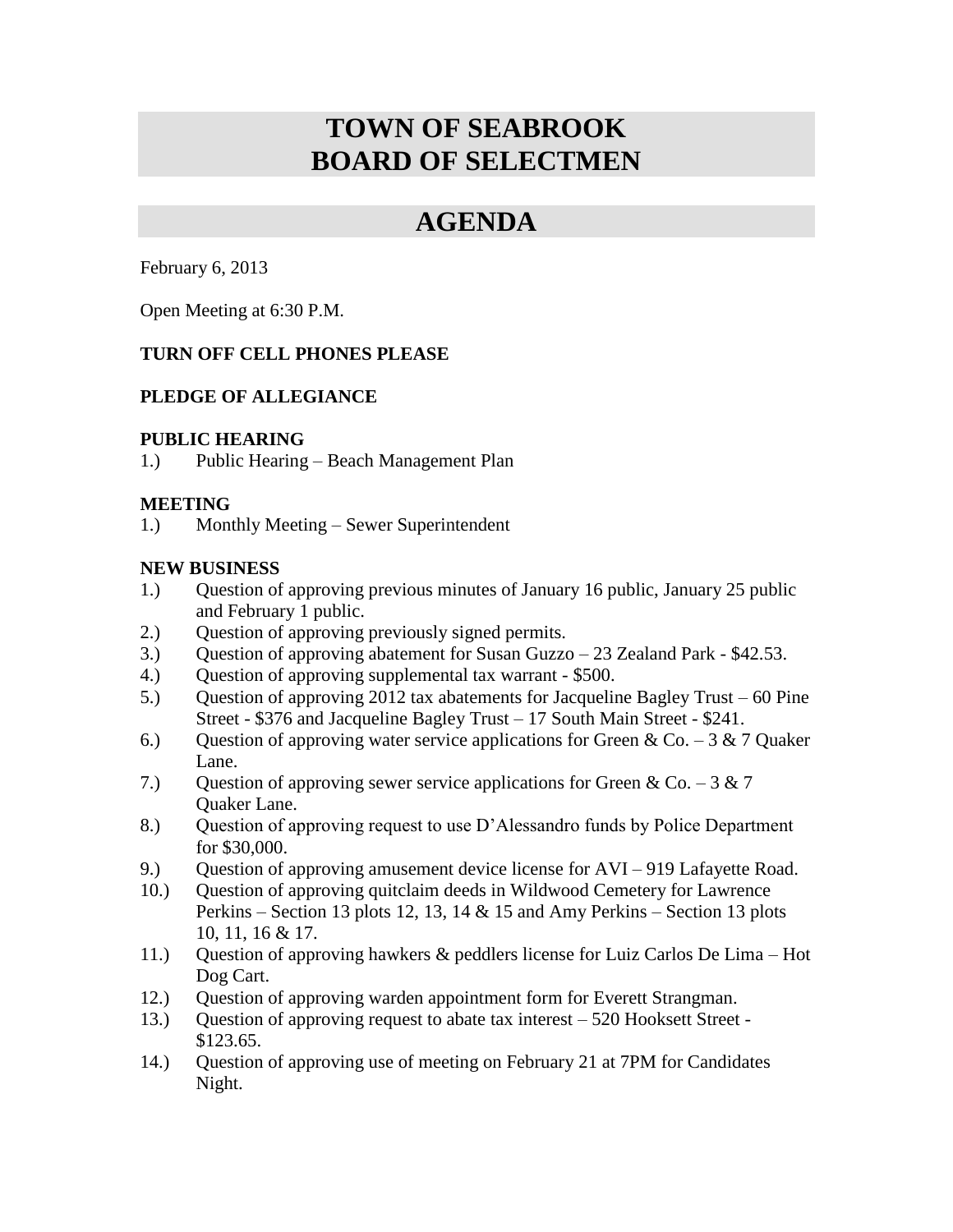# TOWN OF SEABROOK
# BOARD OF SELECTMEN

## AGENDA

February 6, 2013

Open Meeting at 6:30 P.M.

**TURN OFF CELL PHONES PLEASE**

**PLEDGE OF ALLEGIANCE**

**PUBLIC HEARING**

1.) Public Hearing – Beach Management Plan

**MEETING**

1.) Monthly Meeting – Sewer Superintendent

**NEW BUSINESS**

1.) Question of approving previous minutes of January 16 public, January 25 public and February 1 public.
2.) Question of approving previously signed permits.
3.) Question of approving abatement for Susan Guzzo – 23 Zealand Park - $42.53.
4.) Question of approving supplemental tax warrant - $500.
5.) Question of approving 2012 tax abatements for Jacqueline Bagley Trust – 60 Pine Street - $376 and Jacqueline Bagley Trust – 17 South Main Street - $241.
6.) Question of approving water service applications for Green & Co. – 3 & 7 Quaker Lane.
7.) Question of approving sewer service applications for Green & Co. – 3 & 7 Quaker Lane.
8.) Question of approving request to use D'Alessandro funds by Police Department for $30,000.
9.) Question of approving amusement device license for AVI – 919 Lafayette Road.
10.) Question of approving quitclaim deeds in Wildwood Cemetery for Lawrence Perkins – Section 13 plots 12, 13, 14 & 15 and Amy Perkins – Section 13 plots 10, 11, 16 & 17.
11.) Question of approving hawkers & peddlers license for Luiz Carlos De Lima – Hot Dog Cart.
12.) Question of approving warden appointment form for Everett Strangman.
13.) Question of approving request to abate tax interest – 520 Hooksett Street - $123.65.
14.) Question of approving use of meeting on February 21 at 7PM for Candidates Night.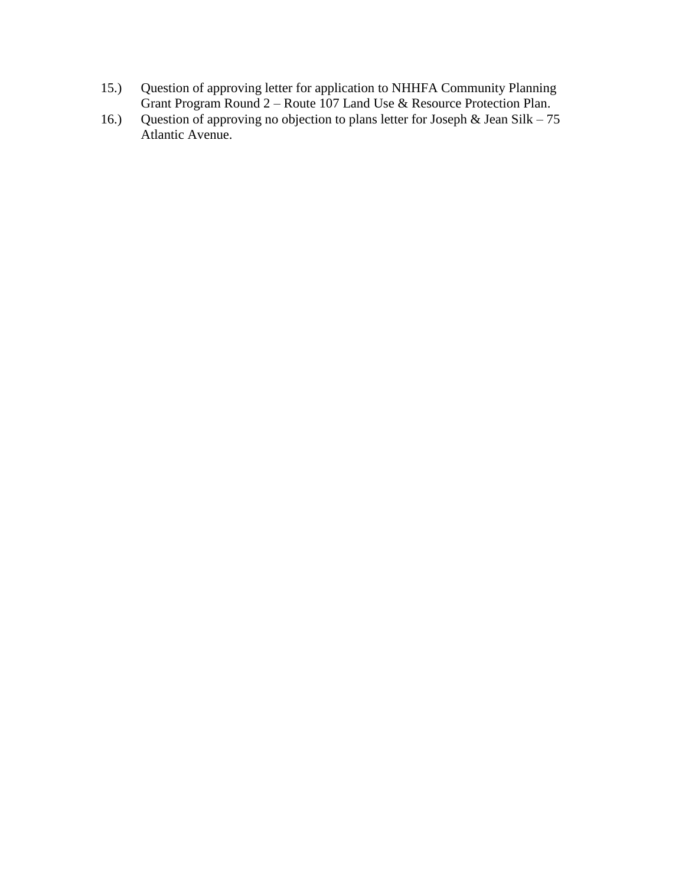15.) Question of approving letter for application to NHHFA Community Planning Grant Program Round 2 – Route 107 Land Use & Resource Protection Plan.

16.) Question of approving no objection to plans letter for Joseph & Jean Silk – 75 Atlantic Avenue.